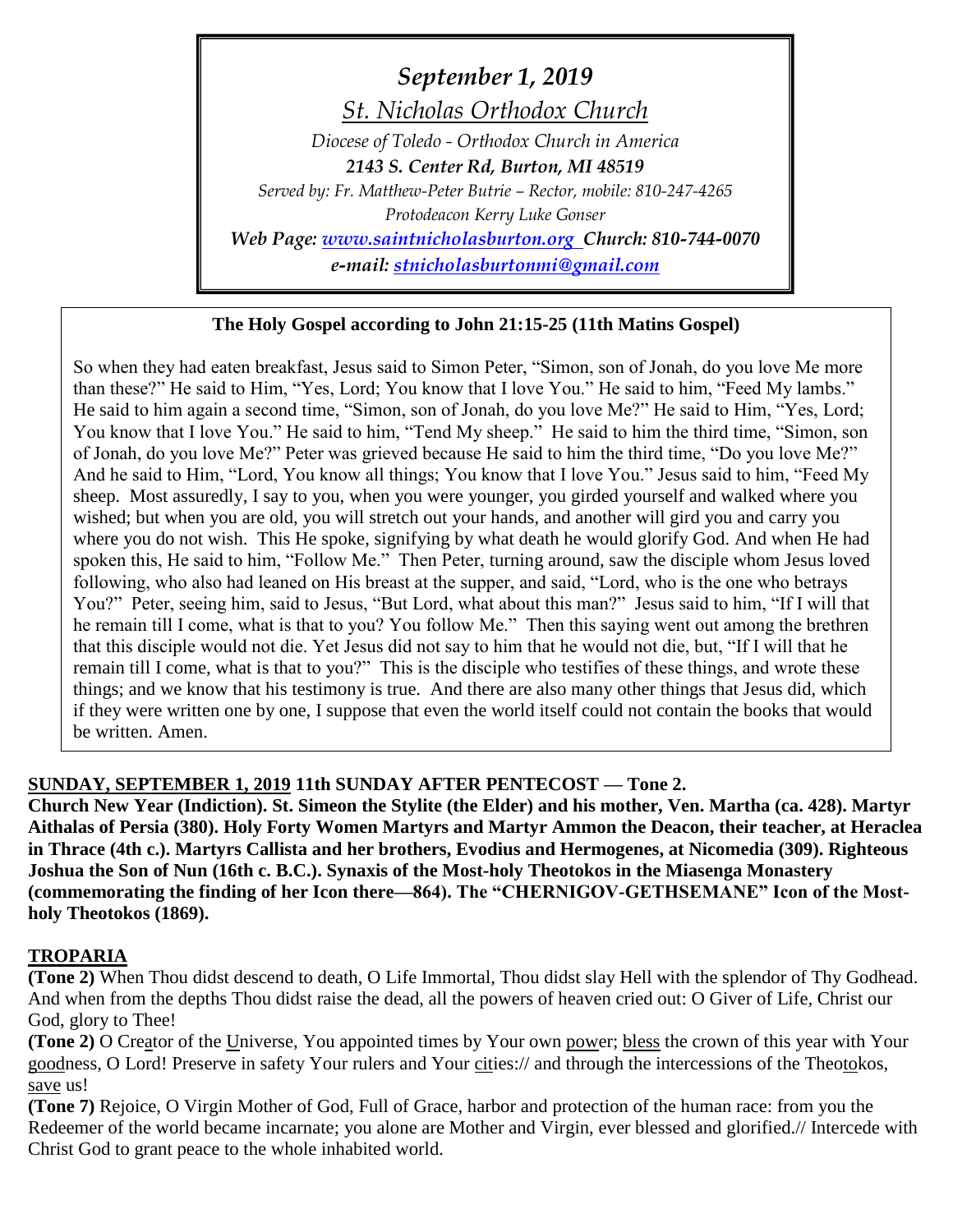*September 1, 2019*

*St. Nicholas Orthodox Church*

*Diocese of Toledo - Orthodox Church in America*

***2143 S. Center Rd, Burton, MI 48519***

*Served by: Fr. Matthew-Peter Butrie – Rector, mobile: 810-247-4265*

*Protodeacon Kerry Luke Gonser*

***Web Page: www.saintnicholasburton.org Church: 810-744-0070***

***e-mail: stnicholasburtonmi@gmail.com***

**The Holy Gospel according to John 21:15-25 (11th Matins Gospel)**

So when they had eaten breakfast, Jesus said to Simon Peter, "Simon, son of Jonah, do you love Me more than these?" He said to Him, "Yes, Lord; You know that I love You." He said to him, "Feed My lambs." He said to him again a second time, "Simon, son of Jonah, do you love Me?" He said to Him, "Yes, Lord; You know that I love You." He said to him, "Tend My sheep." He said to him the third time, "Simon, son of Jonah, do you love Me?" Peter was grieved because He said to him the third time, "Do you love Me?" And he said to Him, "Lord, You know all things; You know that I love You." Jesus said to him, "Feed My sheep. Most assuredly, I say to you, when you were younger, you girded yourself and walked where you wished; but when you are old, you will stretch out your hands, and another will gird you and carry you where you do not wish. This He spoke, signifying by what death he would glorify God. And when He had spoken this, He said to him, "Follow Me." Then Peter, turning around, saw the disciple whom Jesus loved following, who also had leaned on His breast at the supper, and said, "Lord, who is the one who betrays You?" Peter, seeing him, said to Jesus, "But Lord, what about this man?" Jesus said to him, "If I will that he remain till I come, what is that to you? You follow Me." Then this saying went out among the brethren that this disciple would not die. Yet Jesus did not say to him that he would not die, but, "If I will that he remain till I come, what is that to you?" This is the disciple who testifies of these things, and wrote these things; and we know that his testimony is true. And there are also many other things that Jesus did, which if they were written one by one, I suppose that even the world itself could not contain the books that would be written. Amen.

**SUNDAY, SEPTEMBER 1, 2019 11th SUNDAY AFTER PENTECOST — Tone 2.**

**Church New Year (Indiction). St. Simeon the Stylite (the Elder) and his mother, Ven. Martha (ca. 428). Martyr Aithalas of Persia (380). Holy Forty Women Martyrs and Martyr Ammon the Deacon, their teacher, at Heraclea in Thrace (4th c.). Martyrs Callista and her brothers, Evodius and Hermogenes, at Nicomedia (309). Righteous Joshua the Son of Nun (16th c. B.C.). Synaxis of the Most-holy Theotokos in the Miasenga Monastery (commemorating the finding of her Icon there—864). The "CHERNIGOV-GETHSEMANE" Icon of the Most-holy Theotokos (1869).**

## TROPARIA

**(Tone 2)** When Thou didst descend to death, O Life Immortal, Thou didst slay Hell with the splendor of Thy Godhead. And when from the depths Thou didst raise the dead, all the powers of heaven cried out: O Giver of Life, Christ our God, glory to Thee!

**(Tone 2)** O Creator of the Universe, You appointed times by Your own power; bless the crown of this year with Your goodness, O Lord! Preserve in safety Your rulers and Your cities:// and through the intercessions of the Theotokos, save us!

**(Tone 7)** Rejoice, O Virgin Mother of God, Full of Grace, harbor and protection of the human race: from you the Redeemer of the world became incarnate; you alone are Mother and Virgin, ever blessed and glorified.// Intercede with Christ God to grant peace to the whole inhabited world.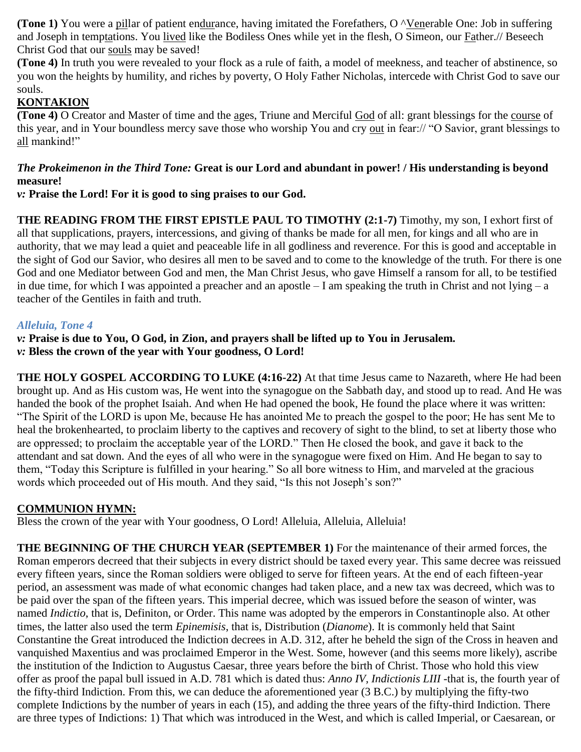**(Tone 1)** You were a pillar of patient endurance, having imitated the Forefathers, O ^Venerable One: Job in suffering and Joseph in temptations. You lived like the Bodiless Ones while yet in the flesh, O Simeon, our Father.// Beseech Christ God that our souls may be saved!

**(Tone 4)** In truth you were revealed to your flock as a rule of faith, a model of meekness, and teacher of abstinence, so you won the heights by humility, and riches by poverty, O Holy Father Nicholas, intercede with Christ God to save our souls.

## KONTAKION

**(Tone 4)** O Creator and Master of time and the ages, Triune and Merciful God of all: grant blessings for the course of this year, and in Your boundless mercy save those who worship You and cry out in fear:// "O Savior, grant blessings to all mankind!"

***The Prokeimenon in the Third Tone:*** **Great is our Lord and abundant in power! / His understanding is beyond measure!**

***v:*** **Praise the Lord! For it is good to sing praises to our God.**

**THE READING FROM THE FIRST EPISTLE PAUL TO TIMOTHY (2:1-7)** Timothy, my son, I exhort first of all that supplications, prayers, intercessions, and giving of thanks be made for all men, for kings and all who are in authority, that we may lead a quiet and peaceable life in all godliness and reverence. For this is good and acceptable in the sight of God our Savior, who desires all men to be saved and to come to the knowledge of the truth. For there is one God and one Mediator between God and men, the Man Christ Jesus, who gave Himself a ransom for all, to be testified in due time, for which I was appointed a preacher and an apostle – I am speaking the truth in Christ and not lying – a teacher of the Gentiles in faith and truth.

***Alleluia, Tone 4***

***v:*** **Praise is due to You, O God, in Zion, and prayers shall be lifted up to You in Jerusalem.**
***v:*** **Bless the crown of the year with Your goodness, O Lord!**

**THE HOLY GOSPEL ACCORDING TO LUKE (4:16-22)** At that time Jesus came to Nazareth, where He had been brought up. And as His custom was, He went into the synagogue on the Sabbath day, and stood up to read. And He was handed the book of the prophet Isaiah. And when He had opened the book, He found the place where it was written: "The Spirit of the LORD is upon Me, because He has anointed Me to preach the gospel to the poor; He has sent Me to heal the brokenhearted, to proclaim liberty to the captives and recovery of sight to the blind, to set at liberty those who are oppressed; to proclaim the acceptable year of the LORD." Then He closed the book, and gave it back to the attendant and sat down. And the eyes of all who were in the synagogue were fixed on Him. And He began to say to them, "Today this Scripture is fulfilled in your hearing." So all bore witness to Him, and marveled at the gracious words which proceeded out of His mouth. And they said, "Is this not Joseph's son?"

## COMMUNION HYMN:

Bless the crown of the year with Your goodness, O Lord! Alleluia, Alleluia, Alleluia!

**THE BEGINNING OF THE CHURCH YEAR (SEPTEMBER 1)** For the maintenance of their armed forces, the Roman emperors decreed that their subjects in every district should be taxed every year. This same decree was reissued every fifteen years, since the Roman soldiers were obliged to serve for fifteen years. At the end of each fifteen-year period, an assessment was made of what economic changes had taken place, and a new tax was decreed, which was to be paid over the span of the fifteen years. This imperial decree, which was issued before the season of winter, was named *Indictio*, that is, Definiton, or Order. This name was adopted by the emperors in Constantinople also. At other times, the latter also used the term *Epinemisis*, that is, Distribution (*Dianome*). It is commonly held that Saint Constantine the Great introduced the Indiction decrees in A.D. 312, after he beheld the sign of the Cross in heaven and vanquished Maxentius and was proclaimed Emperor in the West. Some, however (and this seems more likely), ascribe the institution of the Indiction to Augustus Caesar, three years before the birth of Christ. Those who hold this view offer as proof the papal bull issued in A.D. 781 which is dated thus: *Anno IV, Indictionis LIII* -that is, the fourth year of the fifty-third Indiction. From this, we can deduce the aforementioned year (3 B.C.) by multiplying the fifty-two complete Indictions by the number of years in each (15), and adding the three years of the fifty-third Indiction. There are three types of Indictions: 1) That which was introduced in the West, and which is called Imperial, or Caesarean, or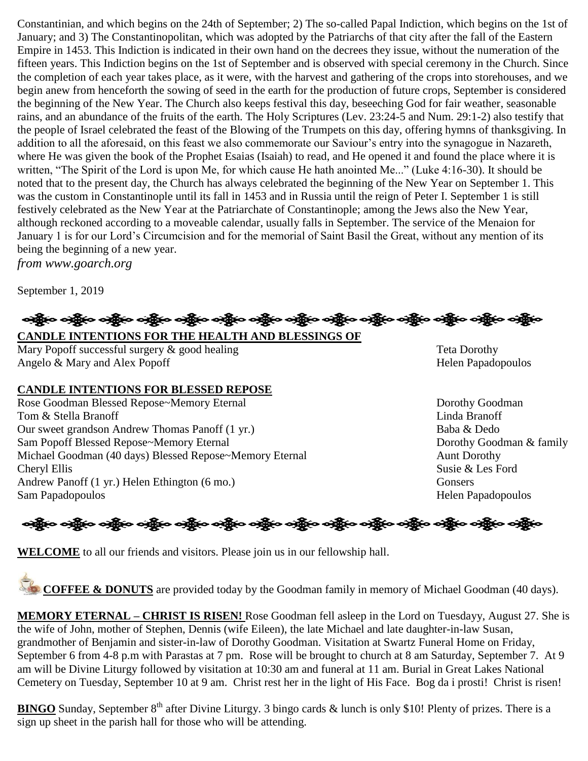Constantinian, and which begins on the 24th of September; 2) The so-called Papal Indiction, which begins on the 1st of January; and 3) The Constantinopolitan, which was adopted by the Patriarchs of that city after the fall of the Eastern Empire in 1453. This Indiction is indicated in their own hand on the decrees they issue, without the numeration of the fifteen years. This Indiction begins on the 1st of September and is observed with special ceremony in the Church. Since the completion of each year takes place, as it were, with the harvest and gathering of the crops into storehouses, and we begin anew from henceforth the sowing of seed in the earth for the production of future crops, September is considered the beginning of the New Year. The Church also keeps festival this day, beseeching God for fair weather, seasonable rains, and an abundance of the fruits of the earth. The Holy Scriptures (Lev. 23:24-5 and Num. 29:1-2) also testify that the people of Israel celebrated the feast of the Blowing of the Trumpets on this day, offering hymns of thanksgiving. In addition to all the aforesaid, on this feast we also commemorate our Saviour's entry into the synagogue in Nazareth, where He was given the book of the Prophet Esaias (Isaiah) to read, and He opened it and found the place where it is written, "The Spirit of the Lord is upon Me, for which cause He hath anointed Me..." (Luke 4:16-30). It should be noted that to the present day, the Church has always celebrated the beginning of the New Year on September 1. This was the custom in Constantinople until its fall in 1453 and in Russia until the reign of Peter I. September 1 is still festively celebrated as the New Year at the Patriarchate of Constantinople; among the Jews also the New Year, although reckoned according to a moveable calendar, usually falls in September. The service of the Menaion for January 1 is for our Lord's Circumcision and for the memorial of Saint Basil the Great, without any mention of its being the beginning of a new year.

*from www.goarch.org*

September 1, 2019

**CANDLE INTENTIONS FOR THE HEALTH AND BLESSINGS OF**

| | |
|---|---|
| Mary Popoff successful surgery & good healing | Teta Dorothy |
| Angelo & Mary and Alex Popoff | Helen Papadopoulos |

**CANDLE INTENTIONS FOR BLESSED REPOSE**

| | |
|---|---|
| Rose Goodman Blessed Repose~Memory Eternal | Dorothy Goodman |
| Tom & Stella Branoff | Linda Branoff |
| Our sweet grandson Andrew Thomas Panoff (1 yr.) | Baba & Dedo |
| Sam Popoff Blessed Repose~Memory Eternal | Dorothy Goodman & family |
| Michael Goodman (40 days) Blessed Repose~Memory Eternal | Aunt Dorothy |
| Cheryl Ellis | Susie & Les Ford |
| Andrew Panoff (1 yr.) Helen Ethington (6 mo.) | Gonsers |
| Sam Papadopoulos | Helen Papadopoulos |

**WELCOME** to all our friends and visitors. Please join us in our fellowship hall.

**COFFEE & DONUTS** are provided today by the Goodman family in memory of Michael Goodman (40 days).

**MEMORY ETERNAL – CHRIST IS RISEN!** Rose Goodman fell asleep in the Lord on Tuesdayy, August 27. She is the wife of John, mother of Stephen, Dennis (wife Eileen), the late Michael and late daughter-in-law Susan, grandmother of Benjamin and sister-in-law of Dorothy Goodman. Visitation at Swartz Funeral Home on Friday, September 6 from 4-8 p.m with Parastas at 7 pm. Rose will be brought to church at 8 am Saturday, September 7. At 9 am will be Divine Liturgy followed by visitation at 10:30 am and funeral at 11 am. Burial in Great Lakes National Cemetery on Tuesday, September 10 at 9 am. Christ rest her in the light of His Face. Bog da i prosti! Christ is risen!

**BINGO** Sunday, September 8th after Divine Liturgy. 3 bingo cards & lunch is only $10! Plenty of prizes. There is a sign up sheet in the parish hall for those who will be attending.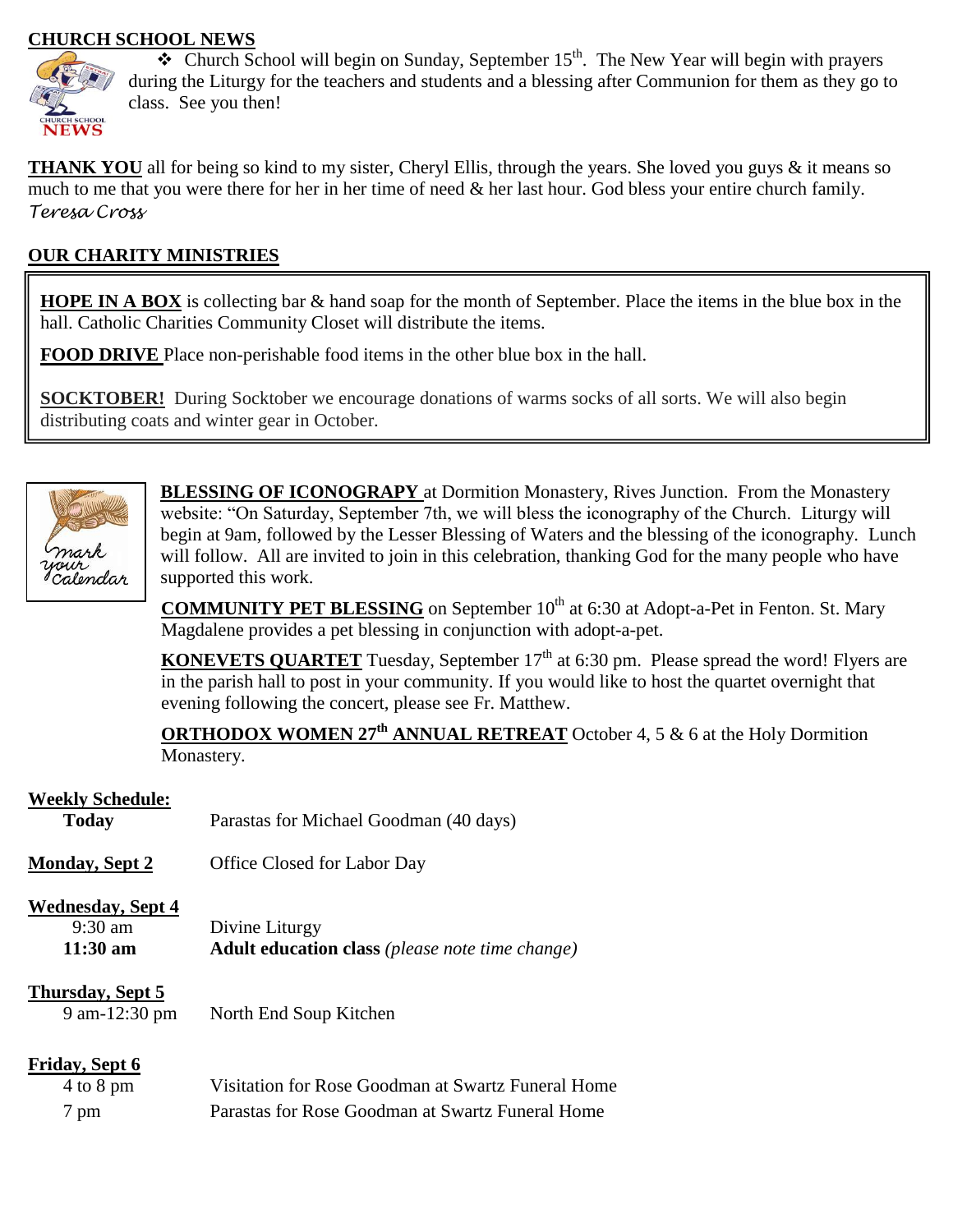## CHURCH SCHOOL NEWS

- Church School will begin on Sunday, September 15th. The New Year will begin with prayers during the Liturgy for the teachers and students and a blessing after Communion for them as they go to class. See you then!

**THANK YOU** all for being so kind to my sister, Cheryl Ellis, through the years. She loved you guys & it means so much to me that you were there for her in her time of need & her last hour. God bless your entire church family.
*Teresa Cross*

## OUR CHARITY MINISTRIES

**HOPE IN A BOX** is collecting bar & hand soap for the month of September. Place the items in the blue box in the hall. Catholic Charities Community Closet will distribute the items.

**FOOD DRIVE** Place non-perishable food items in the other blue box in the hall.

**SOCKTOBER!** During Socktober we encourage donations of warms socks of all sorts. We will also begin distributing coats and winter gear in October.

**BLESSING OF ICONOGRAPY** at Dormition Monastery, Rives Junction. From the Monastery website: "On Saturday, September 7th, we will bless the iconography of the Church. Liturgy will begin at 9am, followed by the Lesser Blessing of Waters and the blessing of the iconography. Lunch will follow. All are invited to join in this celebration, thanking God for the many people who have supported this work.

**COMMUNITY PET BLESSING** on September 10th at 6:30 at Adopt-a-Pet in Fenton. St. Mary Magdalene provides a pet blessing in conjunction with adopt-a-pet.

**KONEVETS QUARTET** Tuesday, September 17th at 6:30 pm. Please spread the word! Flyers are in the parish hall to post in your community. If you would like to host the quartet overnight that evening following the concert, please see Fr. Matthew.

**ORTHODOX WOMEN 27th ANNUAL RETREAT** October 4, 5 & 6 at the Holy Dormition Monastery.

## Weekly Schedule:

**Today** — Parastas for Michael Goodman (40 days)

**Monday, Sept 2** — Office Closed for Labor Day

**Wednesday, Sept 4**
- 9:30 am — Divine Liturgy
- **11:30 am** — **Adult education class** *(please note time change)*

**Thursday, Sept 5**
- 9 am-12:30 pm — North End Soup Kitchen

**Friday, Sept 6**
- 4 to 8 pm — Visitation for Rose Goodman at Swartz Funeral Home
- 7 pm — Parastas for Rose Goodman at Swartz Funeral Home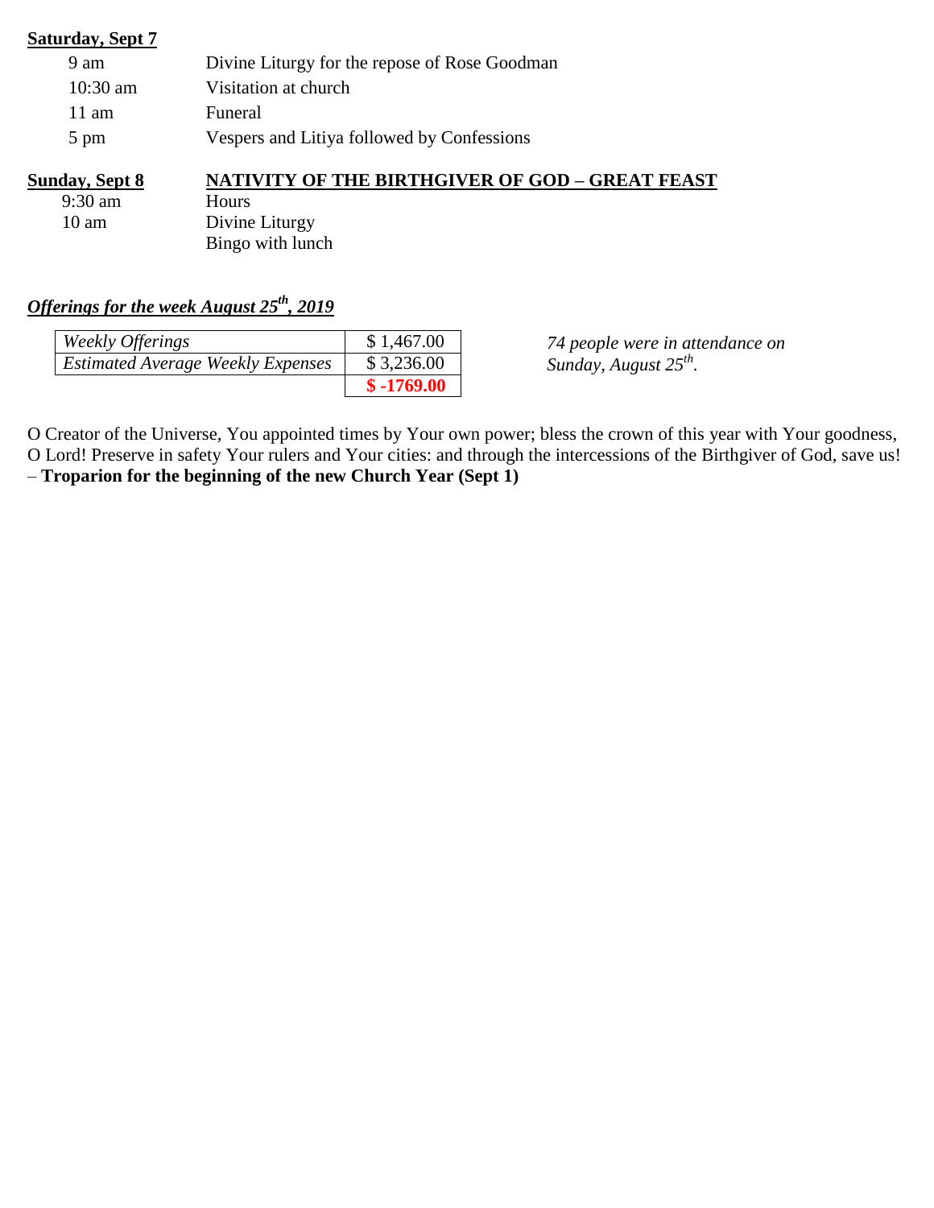**Saturday, Sept 7**

| | |
|---|---|
| 9 am | Divine Liturgy for the repose of Rose Goodman |
| 10:30 am | Visitation at church |
| 11 am | Funeral |
| 5 pm | Vespers and Litiya followed by Confessions |

**Sunday, Sept 8** — **NATIVITY OF THE BIRTHGIVER OF GOD – GREAT FEAST**

| | |
|---|---|
| 9:30 am | Hours |
| 10 am | Divine Liturgy |
| | Bingo with lunch |

***Offerings for the week August 25th, 2019***

| | |
|---|---|
| *Weekly Offerings* | $ 1,467.00 |
| *Estimated Average Weekly Expenses* | $ 3,236.00 |
| | **$ -1769.00** |

*74 people were in attendance on Sunday, August 25th.*

O Creator of the Universe, You appointed times by Your own power; bless the crown of this year with Your goodness, O Lord! Preserve in safety Your rulers and Your cities: and through the intercessions of the Birthgiver of God, save us! – **Troparion for the beginning of the new Church Year (Sept 1)**